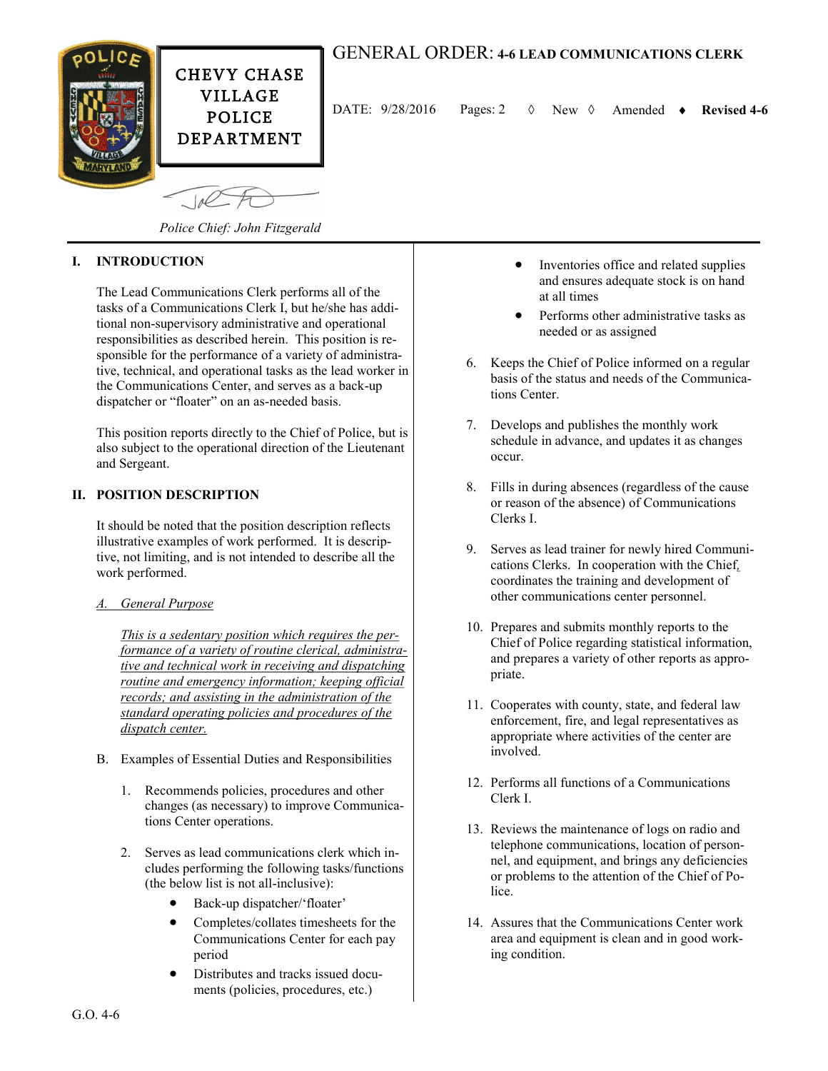# GENERAL ORDER: 4-6 LEAD COMMUNICATIONS CLERK

CHEVY CHASE VILLAGE POLICE DEPARTMENT

DATE: 9/28/2016 Pages: 2 ◊ New ◊ Amended ♦ **Revised 4-6**

*Police Chief: John Fitzgerald*

## I. INTRODUCTION

The Lead Communications Clerk performs all of the tasks of a Communications Clerk I, but he/she has additional non-supervisory administrative and operational responsibilities as described herein. This position is responsible for the performance of a variety of administrative, technical, and operational tasks as the lead worker in the Communications Center, and serves as a back-up dispatcher or "floater" on an as-needed basis.

This position reports directly to the Chief of Police, but is also subject to the operational direction of the Lieutenant and Sergeant.

## II. POSITION DESCRIPTION

It should be noted that the position description reflects illustrative examples of work performed. It is descriptive, not limiting, and is not intended to describe all the work performed.

*A. General Purpose*

*This is a sedentary position which requires the performance of a variety of routine clerical, administrative and technical work in receiving and dispatching routine and emergency information; keeping official records; and assisting in the administration of the standard operating policies and procedures of the dispatch center.*

B. Examples of Essential Duties and Responsibilities

1. Recommends policies, procedures and other changes (as necessary) to improve Communications Center operations.

2. Serves as lead communications clerk which includes performing the following tasks/functions (the below list is not all-inclusive):
   - Back-up dispatcher/'floater'
   - Completes/collates timesheets for the Communications Center for each pay period
   - Distributes and tracks issued documents (policies, procedures, etc.)
   - Inventories office and related supplies and ensures adequate stock is on hand at all times
   - Performs other administrative tasks as needed or as assigned

6. Keeps the Chief of Police informed on a regular basis of the status and needs of the Communications Center.

7. Develops and publishes the monthly work schedule in advance, and updates it as changes occur.

8. Fills in during absences (regardless of the cause or reason of the absence) of Communications Clerks I.

9. Serves as lead trainer for newly hired Communications Clerks. In cooperation with the Chief, coordinates the training and development of other communications center personnel.

10. Prepares and submits monthly reports to the Chief of Police regarding statistical information, and prepares a variety of other reports as appropriate.

11. Cooperates with county, state, and federal law enforcement, fire, and legal representatives as appropriate where activities of the center are involved.

12. Performs all functions of a Communications Clerk I.

13. Reviews the maintenance of logs on radio and telephone communications, location of personnel, and equipment, and brings any deficiencies or problems to the attention of the Chief of Police.

14. Assures that the Communications Center work area and equipment is clean and in good working condition.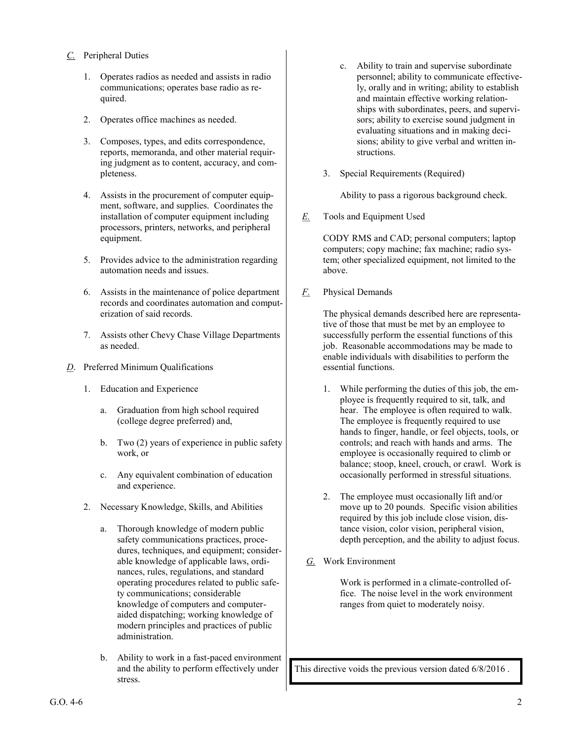*C.* Peripheral Duties

1. Operates radios as needed and assists in radio communications; operates base radio as required.

2. Operates office machines as needed.

3. Composes, types, and edits correspondence, reports, memoranda, and other material requiring judgment as to content, accuracy, and completeness.

4. Assists in the procurement of computer equipment, software, and supplies. Coordinates the installation of computer equipment including processors, printers, networks, and peripheral equipment.

5. Provides advice to the administration regarding automation needs and issues.

6. Assists in the maintenance of police department records and coordinates automation and computerization of said records.

7. Assists other Chevy Chase Village Departments as needed.

*D*. Preferred Minimum Qualifications

1. Education and Experience

   a. Graduation from high school required (college degree preferred) and,

   b. Two (2) years of experience in public safety work, or

   c. Any equivalent combination of education and experience.

2. Necessary Knowledge, Skills, and Abilities

   a. Thorough knowledge of modern public safety communications practices, procedures, techniques, and equipment; considerable knowledge of applicable laws, ordinances, rules, regulations, and standard operating procedures related to public safety communications; considerable knowledge of computers and computer-aided dispatching; working knowledge of modern principles and practices of public administration.

   b. Ability to work in a fast-paced environment and the ability to perform effectively under stress.

   c. Ability to train and supervise subordinate personnel; ability to communicate effectively, orally and in writing; ability to establish and maintain effective working relationships with subordinates, peers, and supervisors; ability to exercise sound judgment in evaluating situations and in making decisions; ability to give verbal and written instructions.

3. Special Requirements (Required)

   Ability to pass a rigorous background check.

*E.* Tools and Equipment Used

CODY RMS and CAD; personal computers; laptop computers; copy machine; fax machine; radio system; other specialized equipment, not limited to the above.

*F.* Physical Demands

The physical demands described here are representative of those that must be met by an employee to successfully perform the essential functions of this job. Reasonable accommodations may be made to enable individuals with disabilities to perform the essential functions.

1. While performing the duties of this job, the employee is frequently required to sit, talk, and hear. The employee is often required to walk. The employee is frequently required to use hands to finger, handle, or feel objects, tools, or controls; and reach with hands and arms. The employee is occasionally required to climb or balance; stoop, kneel, crouch, or crawl. Work is occasionally performed in stressful situations.

2. The employee must occasionally lift and/or move up to 20 pounds. Specific vision abilities required by this job include close vision, distance vision, color vision, peripheral vision, depth perception, and the ability to adjust focus.

*G.* Work Environment

Work is performed in a climate-controlled office. The noise level in the work environment ranges from quiet to moderately noisy.

This directive voids the previous version dated 6/8/2016 .